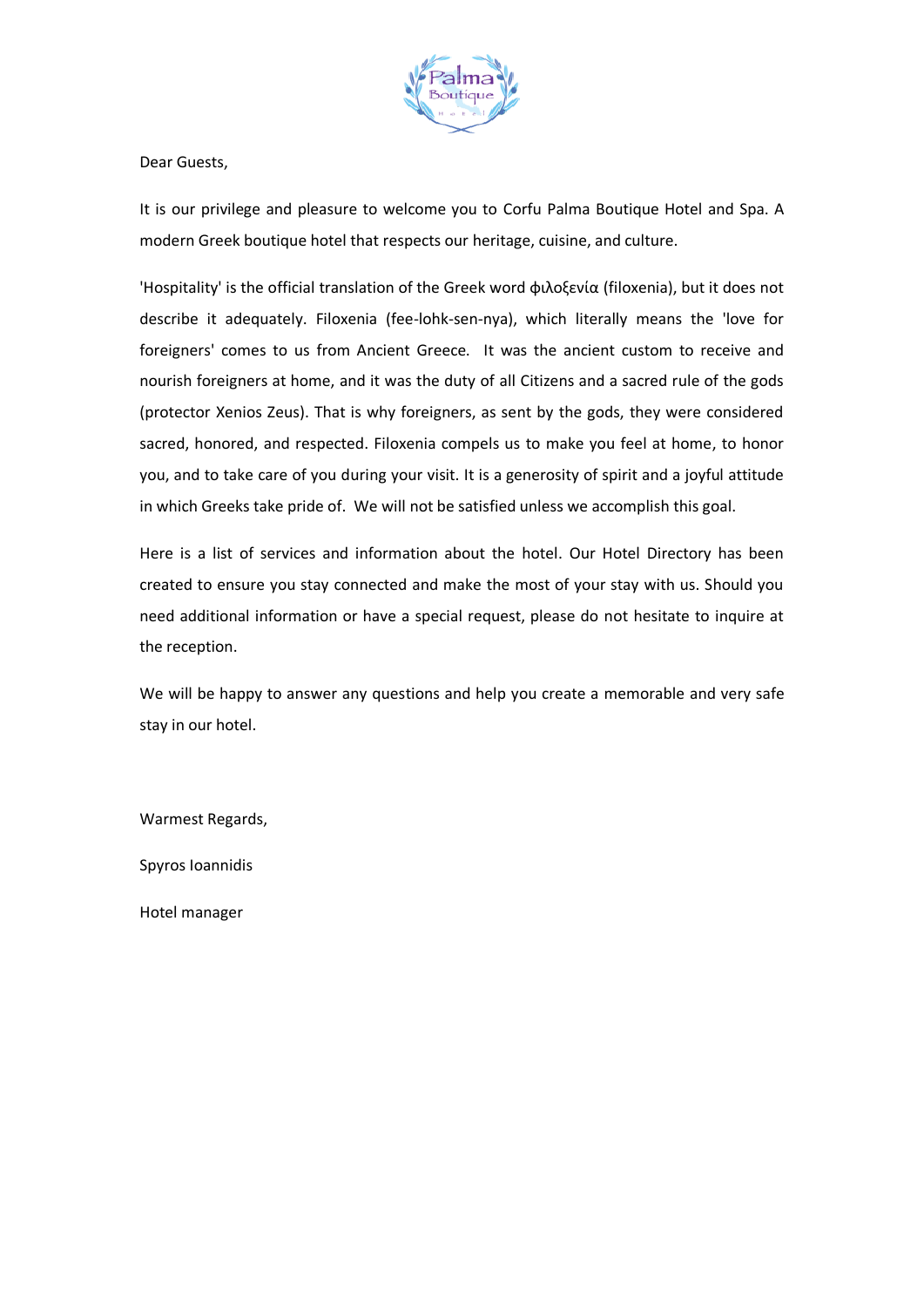Dear Guests,

It is our privilege and pleasure to welcome you to Corfu Palma Boutique Hotel and Spa. A modern Greek boutique hotel that respects our heritage, cuisine, and culture.

'Hospitality' is the official translation of the Greek word φιλοξενία (filoxenia), but it does not describe it adequately. Filoxenia (fee-lohk-sen-nya), which literally means the 'love for foreigners' comes to us from Ancient Greece. It was the ancient custom to receive and nourish foreigners at home, and it was the duty of all Citizens and a sacred rule of the gods (protector Xenios Zeus). That is why foreigners, as sent by the gods, they were considered sacred, honored, and respected. Filoxenia compels us to make you feel at home, to honor you, and to take care of you during your visit. It is a generosity of spirit and a joyful attitude in which Greeks take pride of. We will not be satisfied unless we accomplish this goal.

Here is a list of services and information about the hotel. Our Hotel Directory has been created to ensure you stay connected and make the most of your stay with us. Should you need additional information or have a special request, please do not hesitate to inquire at the reception.

We will be happy to answer any questions and help you create a memorable and very safe stay in our hotel.

Warmest Regards,

Spyros Ioannidis

Hotel manager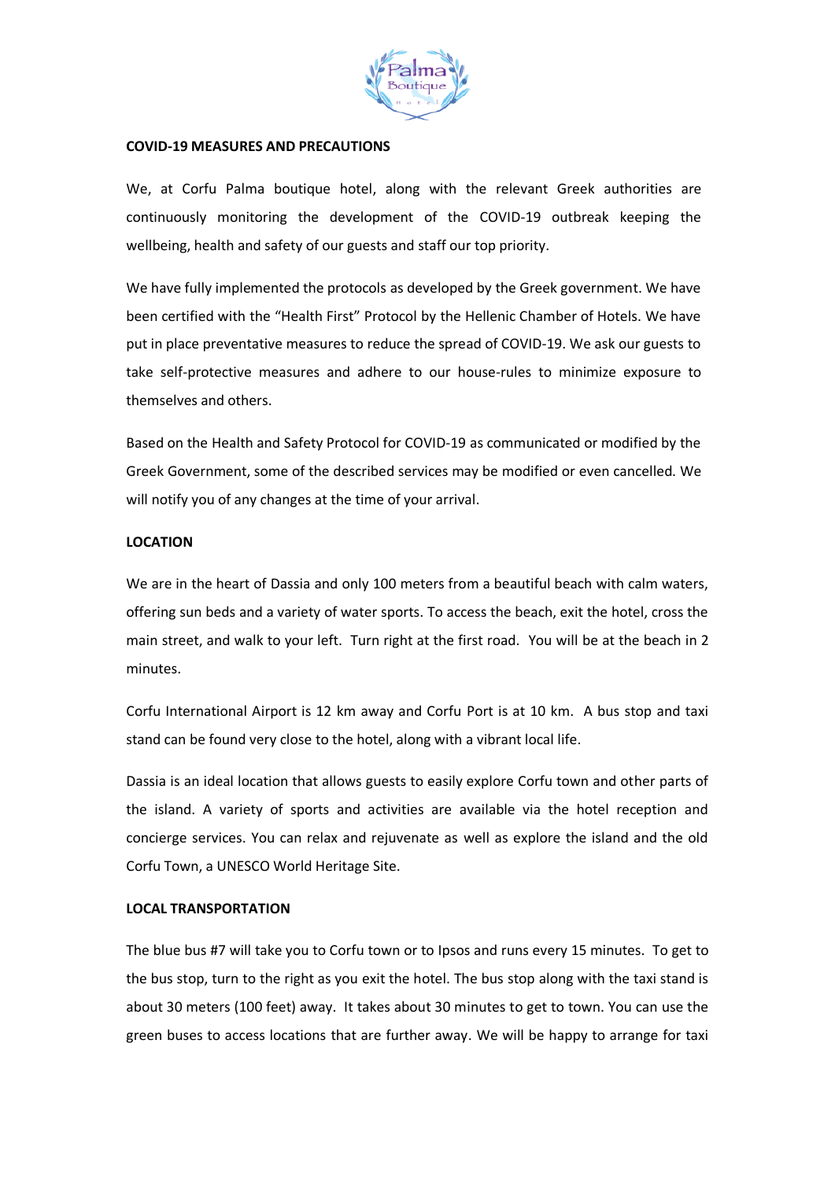**COVID-19 MEASURES AND PRECAUTIONS**

We, at Corfu Palma boutique hotel, along with the relevant Greek authorities are continuously monitoring the development of the COVID-19 outbreak keeping the wellbeing, health and safety of our guests and staff our top priority.

We have fully implemented the protocols as developed by the Greek government. We have been certified with the "Health First" Protocol by the Hellenic Chamber of Hotels. We have put in place preventative measures to reduce the spread of COVID-19. We ask our guests to take self-protective measures and adhere to our house-rules to minimize exposure to themselves and others.

Based on the Health and Safety Protocol for COVID-19 as communicated or modified by the Greek Government, some of the described services may be modified or even cancelled. We will notify you of any changes at the time of your arrival.

**LOCATION**

We are in the heart of Dassia and only 100 meters from a beautiful beach with calm waters, offering sun beds and a variety of water sports. To access the beach, exit the hotel, cross the main street, and walk to your left. Turn right at the first road. You will be at the beach in 2 minutes.

Corfu International Airport is 12 km away and Corfu Port is at 10 km. A bus stop and taxi stand can be found very close to the hotel, along with a vibrant local life.

Dassia is an ideal location that allows guests to easily explore Corfu town and other parts of the island. A variety of sports and activities are available via the hotel reception and concierge services. You can relax and rejuvenate as well as explore the island and the old Corfu Town, a UNESCO World Heritage Site.

**LOCAL TRANSPORTATION**

The blue bus #7 will take you to Corfu town or to Ipsos and runs every 15 minutes. To get to the bus stop, turn to the right as you exit the hotel. The bus stop along with the taxi stand is about 30 meters (100 feet) away. It takes about 30 minutes to get to town. You can use the green buses to access locations that are further away. We will be happy to arrange for taxi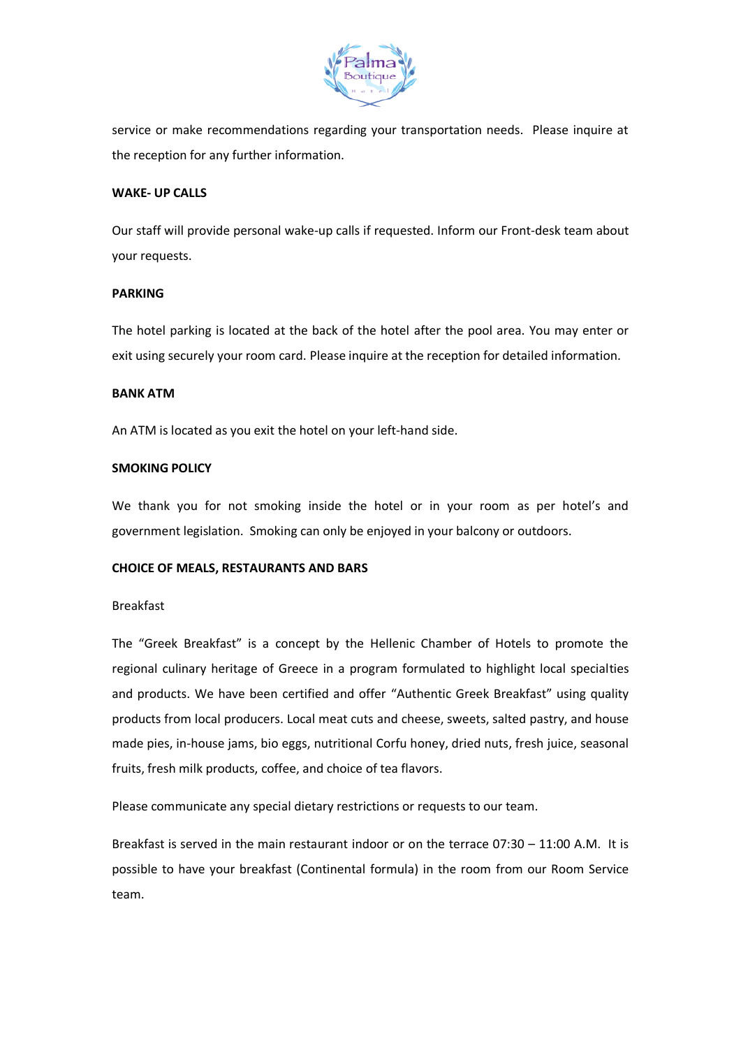service or make recommendations regarding your transportation needs. Please inquire at the reception for any further information.

**WAKE- UP CALLS**

Our staff will provide personal wake-up calls if requested. Inform our Front-desk team about your requests.

**PARKING**

The hotel parking is located at the back of the hotel after the pool area. You may enter or exit using securely your room card. Please inquire at the reception for detailed information.

**BANK ATM**

An ATM is located as you exit the hotel on your left-hand side.

**SMOKING POLICY**

We thank you for not smoking inside the hotel or in your room as per hotel's and government legislation. Smoking can only be enjoyed in your balcony or outdoors.

**CHOICE OF MEALS, RESTAURANTS AND BARS**

Breakfast

The "Greek Breakfast" is a concept by the Hellenic Chamber of Hotels to promote the regional culinary heritage of Greece in a program formulated to highlight local specialties and products. We have been certified and offer "Authentic Greek Breakfast" using quality products from local producers. Local meat cuts and cheese, sweets, salted pastry, and house made pies, in-house jams, bio eggs, nutritional Corfu honey, dried nuts, fresh juice, seasonal fruits, fresh milk products, coffee, and choice of tea flavors.

Please communicate any special dietary restrictions or requests to our team.

Breakfast is served in the main restaurant indoor or on the terrace 07:30 – 11:00 A.M. It is possible to have your breakfast (Continental formula) in the room from our Room Service team.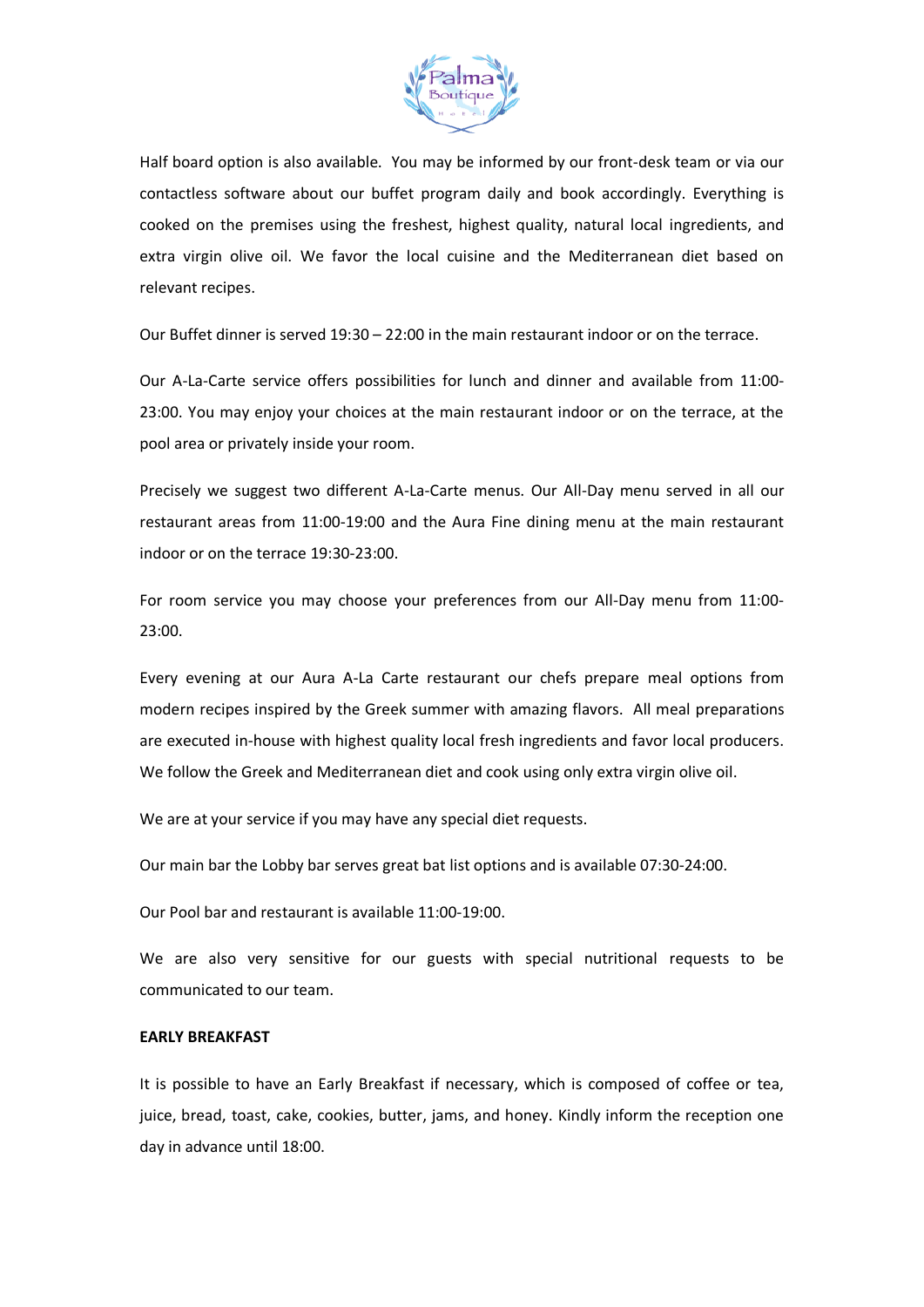Half board option is also available. You may be informed by our front-desk team or via our contactless software about our buffet program daily and book accordingly. Everything is cooked on the premises using the freshest, highest quality, natural local ingredients, and extra virgin olive oil. We favor the local cuisine and the Mediterranean diet based on relevant recipes.

Our Buffet dinner is served 19:30 – 22:00 in the main restaurant indoor or on the terrace.

Our A-La-Carte service offers possibilities for lunch and dinner and available from 11:00-23:00. You may enjoy your choices at the main restaurant indoor or on the terrace, at the pool area or privately inside your room.

Precisely we suggest two different A-La-Carte menus. Our All-Day menu served in all our restaurant areas from 11:00-19:00 and the Aura Fine dining menu at the main restaurant indoor or on the terrace 19:30-23:00.

For room service you may choose your preferences from our All-Day menu from 11:00-23:00.

Every evening at our Aura A-La Carte restaurant our chefs prepare meal options from modern recipes inspired by the Greek summer with amazing flavors. All meal preparations are executed in-house with highest quality local fresh ingredients and favor local producers. We follow the Greek and Mediterranean diet and cook using only extra virgin olive oil.

We are at your service if you may have any special diet requests.

Our main bar the Lobby bar serves great bat list options and is available 07:30-24:00.

Our Pool bar and restaurant is available 11:00-19:00.

We are also very sensitive for our guests with special nutritional requests to be communicated to our team.

**EARLY BREAKFAST**

It is possible to have an Early Breakfast if necessary, which is composed of coffee or tea, juice, bread, toast, cake, cookies, butter, jams, and honey. Kindly inform the reception one day in advance until 18:00.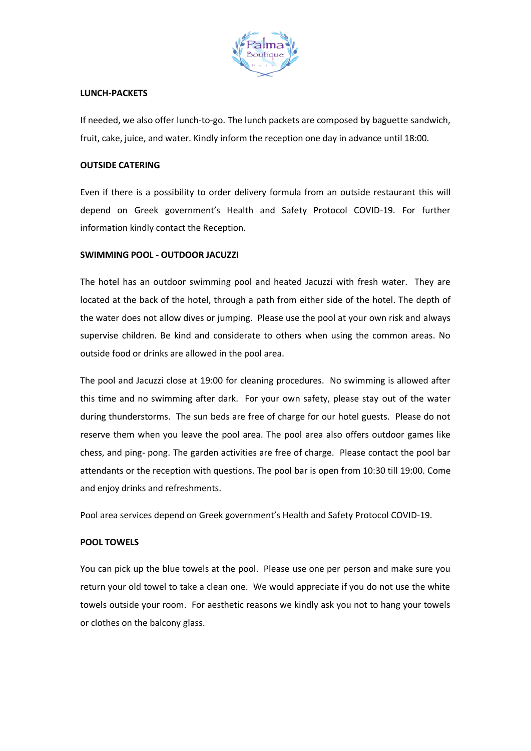**LUNCH-PACKETS**

If needed, we also offer lunch-to-go. The lunch packets are composed by baguette sandwich, fruit, cake, juice, and water. Kindly inform the reception one day in advance until 18:00.

**OUTSIDE CATERING**

Even if there is a possibility to order delivery formula from an outside restaurant this will depend on Greek government's Health and Safety Protocol COVID-19. For further information kindly contact the Reception.

**SWIMMING POOL - OUTDOOR JACUZZI**

The hotel has an outdoor swimming pool and heated Jacuzzi with fresh water. They are located at the back of the hotel, through a path from either side of the hotel. The depth of the water does not allow dives or jumping. Please use the pool at your own risk and always supervise children. Be kind and considerate to others when using the common areas. No outside food or drinks are allowed in the pool area.

The pool and Jacuzzi close at 19:00 for cleaning procedures. No swimming is allowed after this time and no swimming after dark. For your own safety, please stay out of the water during thunderstorms. The sun beds are free of charge for our hotel guests. Please do not reserve them when you leave the pool area. The pool area also offers outdoor games like chess, and ping- pong. The garden activities are free of charge. Please contact the pool bar attendants or the reception with questions. The pool bar is open from 10:30 till 19:00. Come and enjoy drinks and refreshments.

Pool area services depend on Greek government's Health and Safety Protocol COVID-19.

**POOL TOWELS**

You can pick up the blue towels at the pool. Please use one per person and make sure you return your old towel to take a clean one. We would appreciate if you do not use the white towels outside your room. For aesthetic reasons we kindly ask you not to hang your towels or clothes on the balcony glass.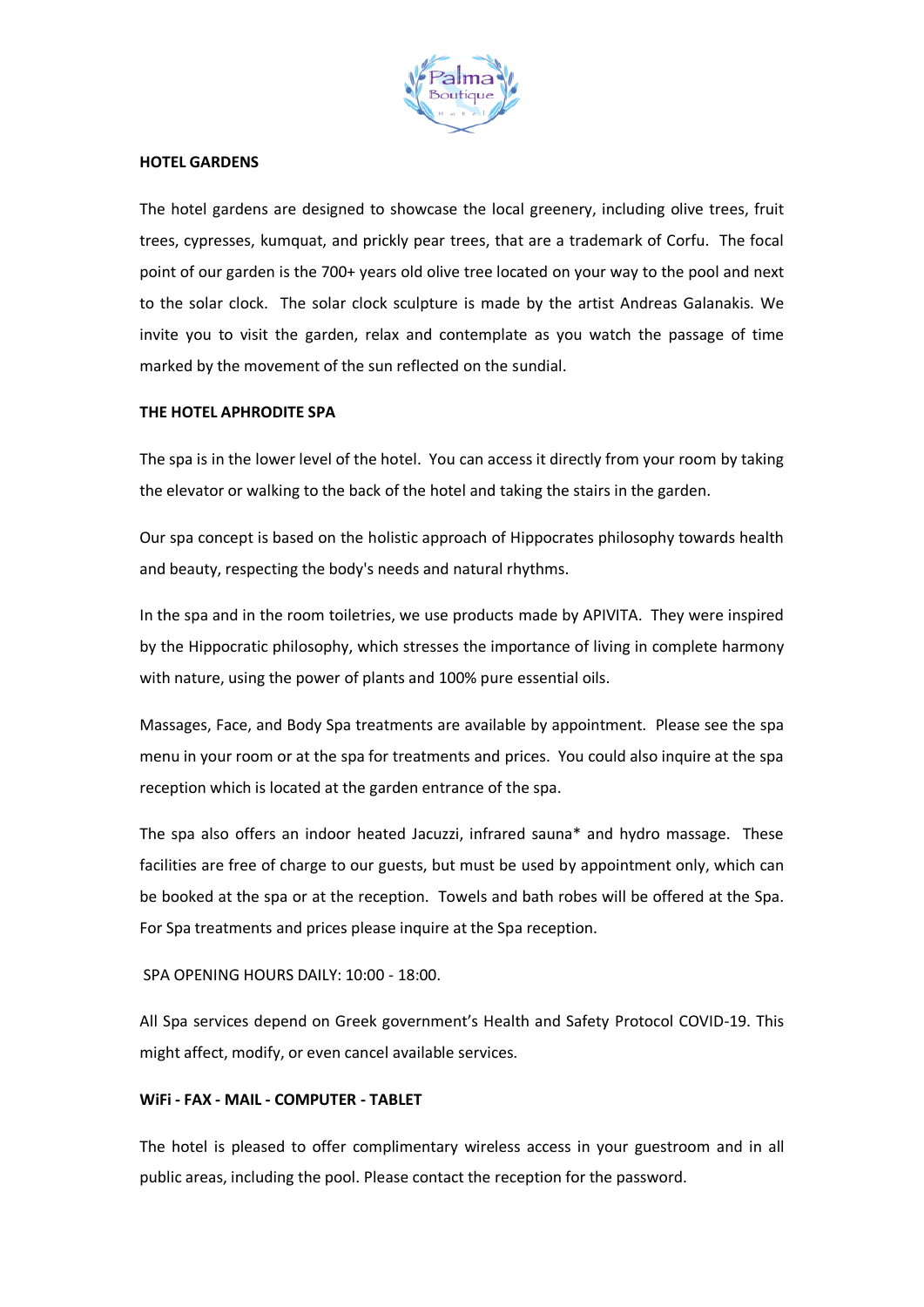**HOTEL GARDENS**

The hotel gardens are designed to showcase the local greenery, including olive trees, fruit trees, cypresses, kumquat, and prickly pear trees, that are a trademark of Corfu. The focal point of our garden is the 700+ years old olive tree located on your way to the pool and next to the solar clock. The solar clock sculpture is made by the artist Andreas Galanakis. We invite you to visit the garden, relax and contemplate as you watch the passage of time marked by the movement of the sun reflected on the sundial.

**THE HOTEL APHRODITE SPA**

The spa is in the lower level of the hotel. You can access it directly from your room by taking the elevator or walking to the back of the hotel and taking the stairs in the garden.

Our spa concept is based on the holistic approach of Hippocrates philosophy towards health and beauty, respecting the body's needs and natural rhythms.

In the spa and in the room toiletries, we use products made by APIVITA. They were inspired by the Hippocratic philosophy, which stresses the importance of living in complete harmony with nature, using the power of plants and 100% pure essential oils.

Massages, Face, and Body Spa treatments are available by appointment. Please see the spa menu in your room or at the spa for treatments and prices. You could also inquire at the spa reception which is located at the garden entrance of the spa.

The spa also offers an indoor heated Jacuzzi, infrared sauna* and hydro massage. These facilities are free of charge to our guests, but must be used by appointment only, which can be booked at the spa or at the reception. Towels and bath robes will be offered at the Spa. For Spa treatments and prices please inquire at the Spa reception.

SPA OPENING HOURS DAILY: 10:00 - 18:00.

All Spa services depend on Greek government's Health and Safety Protocol COVID-19. This might affect, modify, or even cancel available services.

**WiFi - FAX - MAIL - COMPUTER - TABLET**

The hotel is pleased to offer complimentary wireless access in your guestroom and in all public areas, including the pool. Please contact the reception for the password.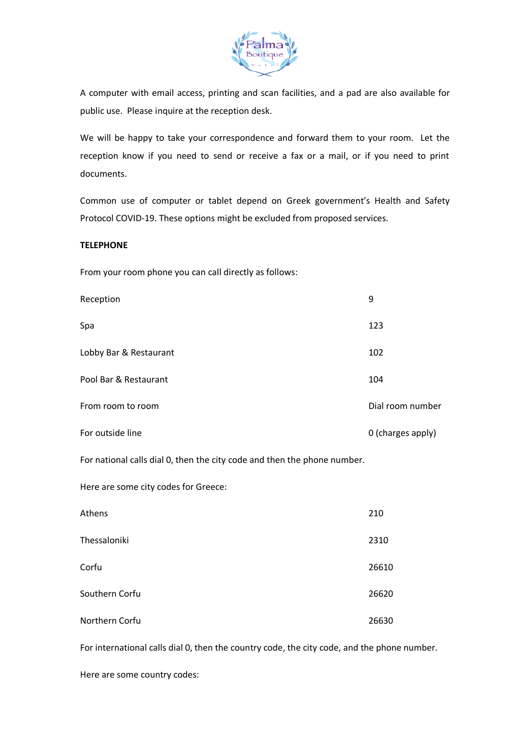A computer with email access, printing and scan facilities, and a pad are also available for public use. Please inquire at the reception desk.

We will be happy to take your correspondence and forward them to your room. Let the reception know if you need to send or receive a fax or a mail, or if you need to print documents.

Common use of computer or tablet depend on Greek government's Health and Safety Protocol COVID-19. These options might be excluded from proposed services.

**TELEPHONE**

From your room phone you can call directly as follows:

| | |
|---|---|
| Reception | 9 |
| Spa | 123 |
| Lobby Bar & Restaurant | 102 |
| Pool Bar & Restaurant | 104 |
| From room to room | Dial room number |
| For outside line | 0 (charges apply) |

For national calls dial 0, then the city code and then the phone number.

Here are some city codes for Greece:

| | |
|---|---|
| Athens | 210 |
| Thessaloniki | 2310 |
| Corfu | 26610 |
| Southern Corfu | 26620 |
| Northern Corfu | 26630 |

For international calls dial 0, then the country code, the city code, and the phone number.

Here are some country codes: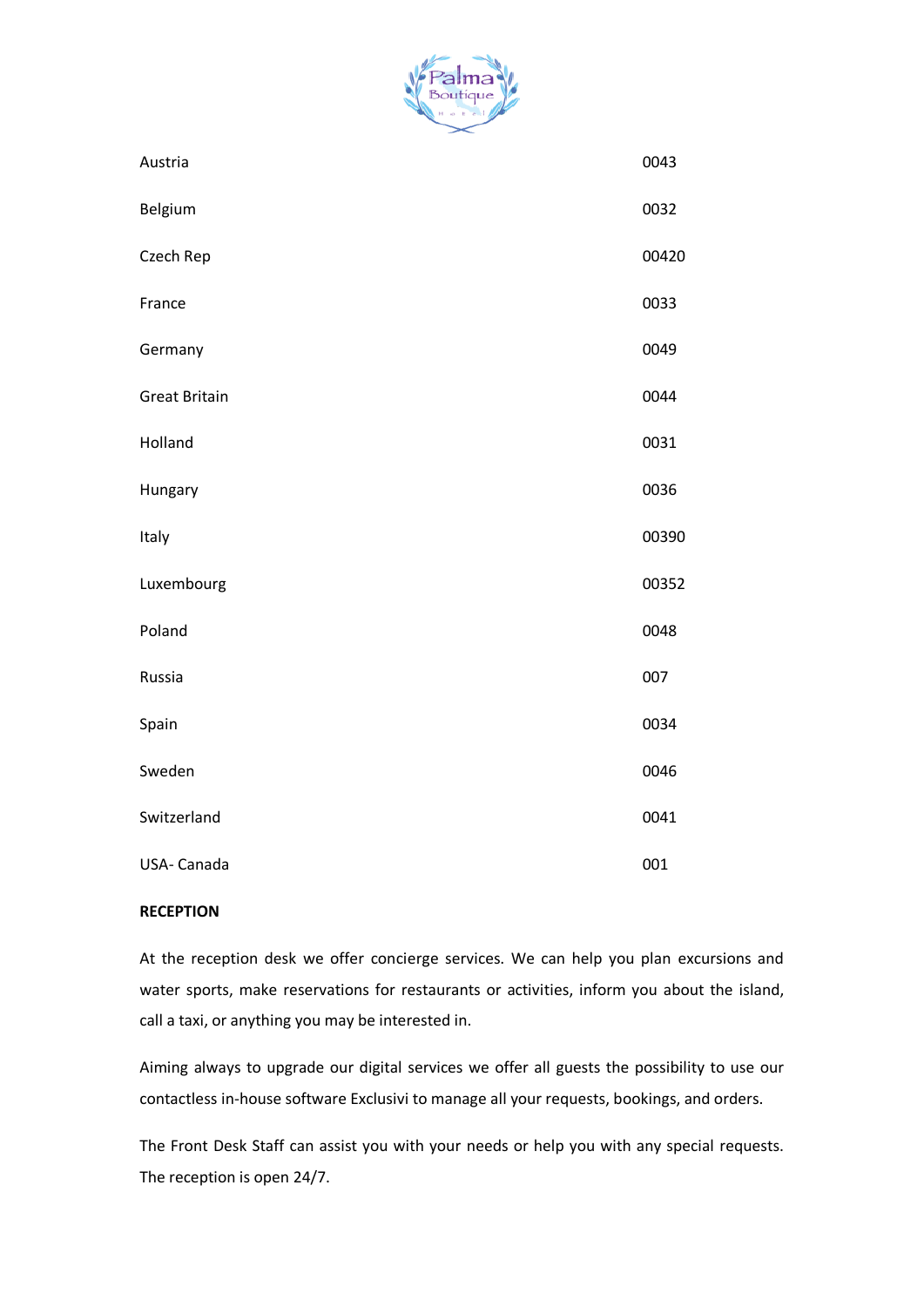| | |
|---|---|
| Austria | 0043 |
| Belgium | 0032 |
| Czech Rep | 00420 |
| France | 0033 |
| Germany | 0049 |
| Great Britain | 0044 |
| Holland | 0031 |
| Hungary | 0036 |
| Italy | 00390 |
| Luxembourg | 00352 |
| Poland | 0048 |
| Russia | 007 |
| Spain | 0034 |
| Sweden | 0046 |
| Switzerland | 0041 |
| USA- Canada | 001 |

**RECEPTION**

At the reception desk we offer concierge services. We can help you plan excursions and water sports, make reservations for restaurants or activities, inform you about the island, call a taxi, or anything you may be interested in.

Aiming always to upgrade our digital services we offer all guests the possibility to use our contactless in-house software Exclusivi to manage all your requests, bookings, and orders.

The Front Desk Staff can assist you with your needs or help you with any special requests. The reception is open 24/7.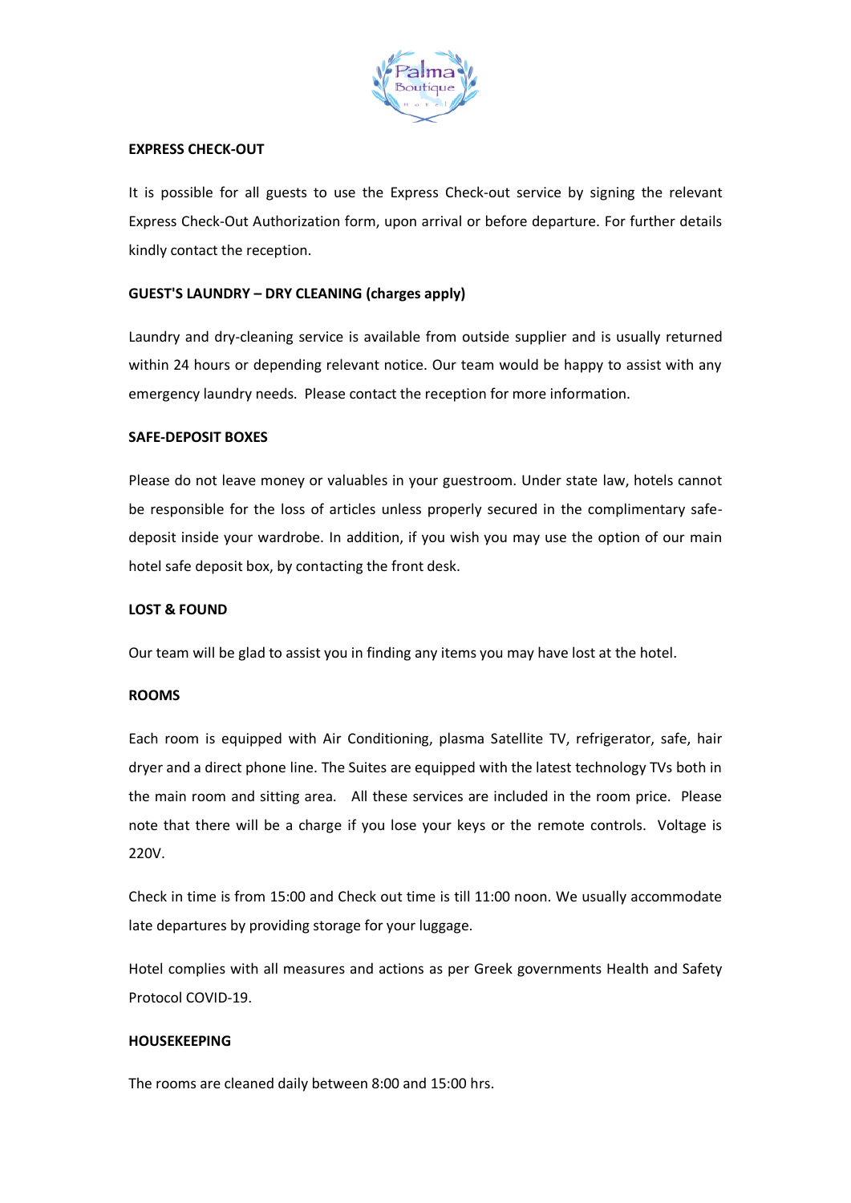**EXPRESS CHECK-OUT**

It is possible for all guests to use the Express Check-out service by signing the relevant Express Check-Out Authorization form, upon arrival or before departure. For further details kindly contact the reception.

**GUEST'S LAUNDRY – DRY CLEANING (charges apply)**

Laundry and dry-cleaning service is available from outside supplier and is usually returned within 24 hours or depending relevant notice. Our team would be happy to assist with any emergency laundry needs. Please contact the reception for more information.

**SAFE-DEPOSIT BOXES**

Please do not leave money or valuables in your guestroom. Under state law, hotels cannot be responsible for the loss of articles unless properly secured in the complimentary safe-deposit inside your wardrobe. In addition, if you wish you may use the option of our main hotel safe deposit box, by contacting the front desk.

**LOST & FOUND**

Our team will be glad to assist you in finding any items you may have lost at the hotel.

**ROOMS**

Each room is equipped with Air Conditioning, plasma Satellite TV, refrigerator, safe, hair dryer and a direct phone line. The Suites are equipped with the latest technology TVs both in the main room and sitting area. All these services are included in the room price. Please note that there will be a charge if you lose your keys or the remote controls. Voltage is 220V.

Check in time is from 15:00 and Check out time is till 11:00 noon. We usually accommodate late departures by providing storage for your luggage.

Hotel complies with all measures and actions as per Greek governments Health and Safety Protocol COVID-19.

**HOUSEKEEPING**

The rooms are cleaned daily between 8:00 and 15:00 hrs.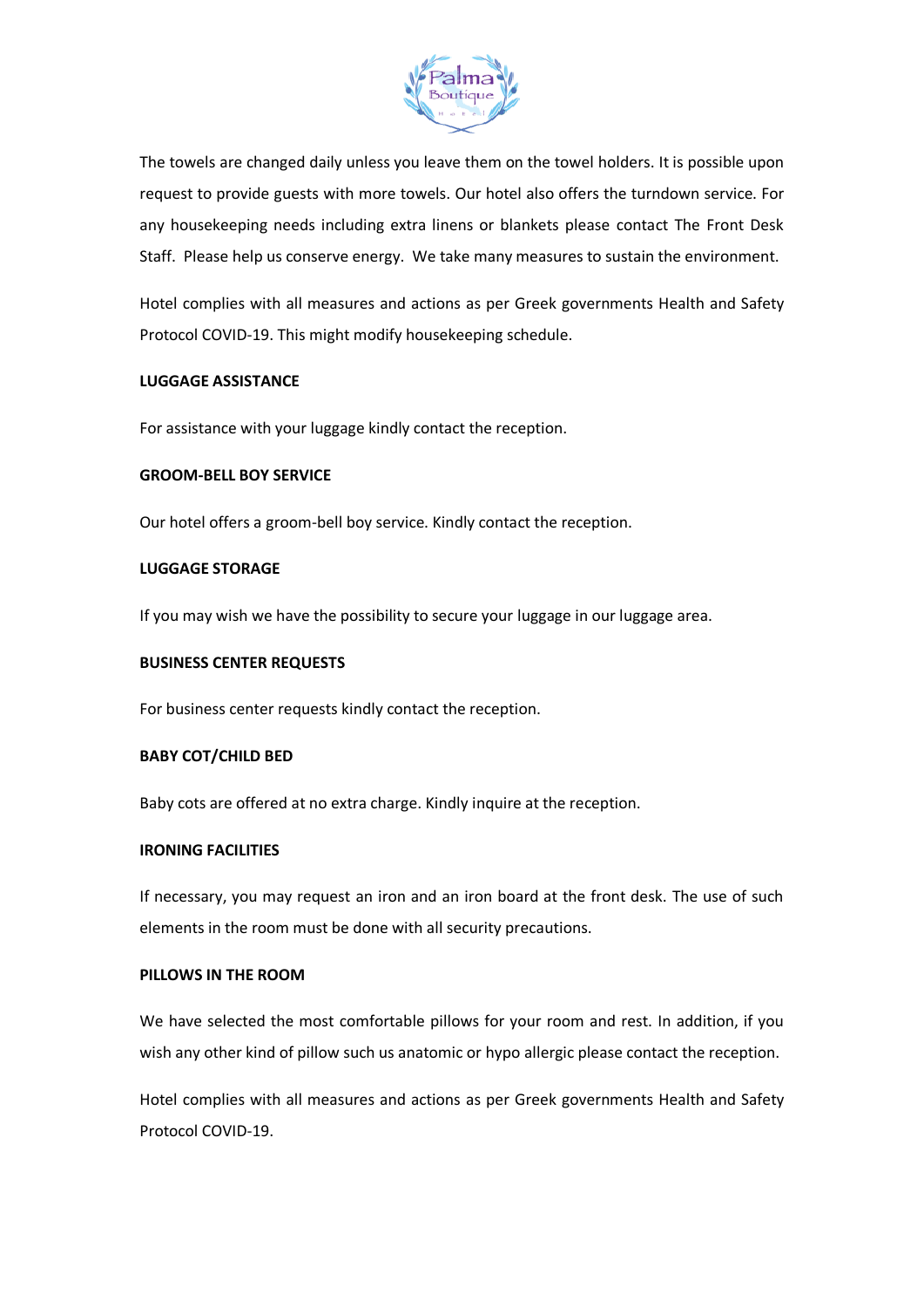The towels are changed daily unless you leave them on the towel holders. It is possible upon request to provide guests with more towels. Our hotel also offers the turndown service. For any housekeeping needs including extra linens or blankets please contact The Front Desk Staff. Please help us conserve energy. We take many measures to sustain the environment.

Hotel complies with all measures and actions as per Greek governments Health and Safety Protocol COVID-19. This might modify housekeeping schedule.

**LUGGAGE ASSISTANCE**

For assistance with your luggage kindly contact the reception.

**GROOM-BELL BOY SERVICE**

Our hotel offers a groom-bell boy service. Kindly contact the reception.

**LUGGAGE STORAGE**

If you may wish we have the possibility to secure your luggage in our luggage area.

**BUSINESS CENTER REQUESTS**

For business center requests kindly contact the reception.

**BABY COT/CHILD BED**

Baby cots are offered at no extra charge. Kindly inquire at the reception.

**IRONING FACILITIES**

If necessary, you may request an iron and an iron board at the front desk. The use of such elements in the room must be done with all security precautions.

**PILLOWS IN THE ROOM**

We have selected the most comfortable pillows for your room and rest. In addition, if you wish any other kind of pillow such us anatomic or hypo allergic please contact the reception.

Hotel complies with all measures and actions as per Greek governments Health and Safety Protocol COVID-19.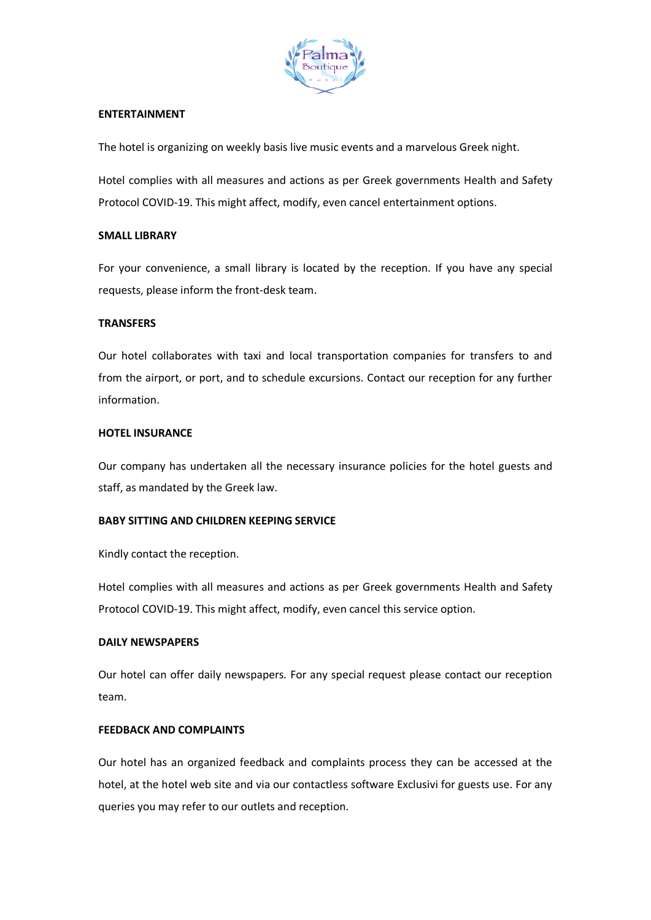## ENTERTAINMENT

The hotel is organizing on weekly basis live music events and a marvelous Greek night.

Hotel complies with all measures and actions as per Greek governments Health and Safety Protocol COVID-19. This might affect, modify, even cancel entertainment options.

## SMALL LIBRARY

For your convenience, a small library is located by the reception. If you have any special requests, please inform the front-desk team.

## TRANSFERS

Our hotel collaborates with taxi and local transportation companies for transfers to and from the airport, or port, and to schedule excursions. Contact our reception for any further information.

## HOTEL INSURANCE

Our company has undertaken all the necessary insurance policies for the hotel guests and staff, as mandated by the Greek law.

## BABY SITTING AND CHILDREN KEEPING SERVICE

Kindly contact the reception.

Hotel complies with all measures and actions as per Greek governments Health and Safety Protocol COVID-19. This might affect, modify, even cancel this service option.

## DAILY NEWSPAPERS

Our hotel can offer daily newspapers. For any special request please contact our reception team.

## FEEDBACK AND COMPLAINTS

Our hotel has an organized feedback and complaints process they can be accessed at the hotel, at the hotel web site and via our contactless software Exclusivi for guests use. For any queries you may refer to our outlets and reception.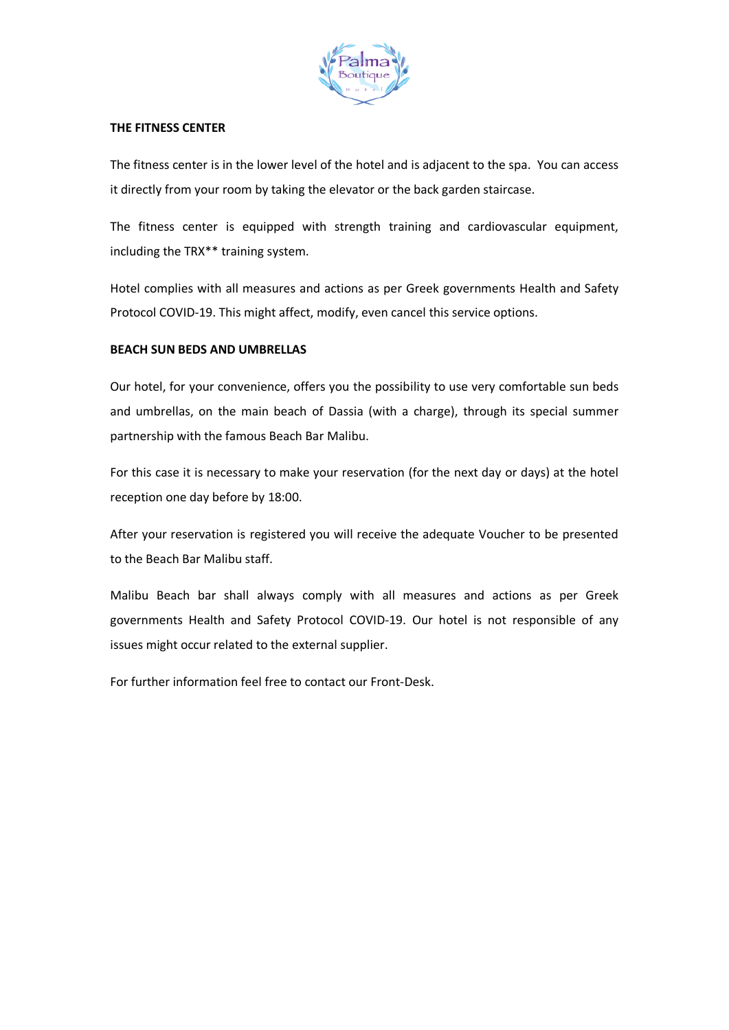## THE FITNESS CENTER

The fitness center is in the lower level of the hotel and is adjacent to the spa. You can access it directly from your room by taking the elevator or the back garden staircase.

The fitness center is equipped with strength training and cardiovascular equipment, including the TRX** training system.

Hotel complies with all measures and actions as per Greek governments Health and Safety Protocol COVID-19. This might affect, modify, even cancel this service options.

## BEACH SUN BEDS AND UMBRELLAS

Our hotel, for your convenience, offers you the possibility to use very comfortable sun beds and umbrellas, on the main beach of Dassia (with a charge), through its special summer partnership with the famous Beach Bar Malibu.

For this case it is necessary to make your reservation (for the next day or days) at the hotel reception one day before by 18:00.

After your reservation is registered you will receive the adequate Voucher to be presented to the Beach Bar Malibu staff.

Malibu Beach bar shall always comply with all measures and actions as per Greek governments Health and Safety Protocol COVID-19. Our hotel is not responsible of any issues might occur related to the external supplier.

For further information feel free to contact our Front-Desk.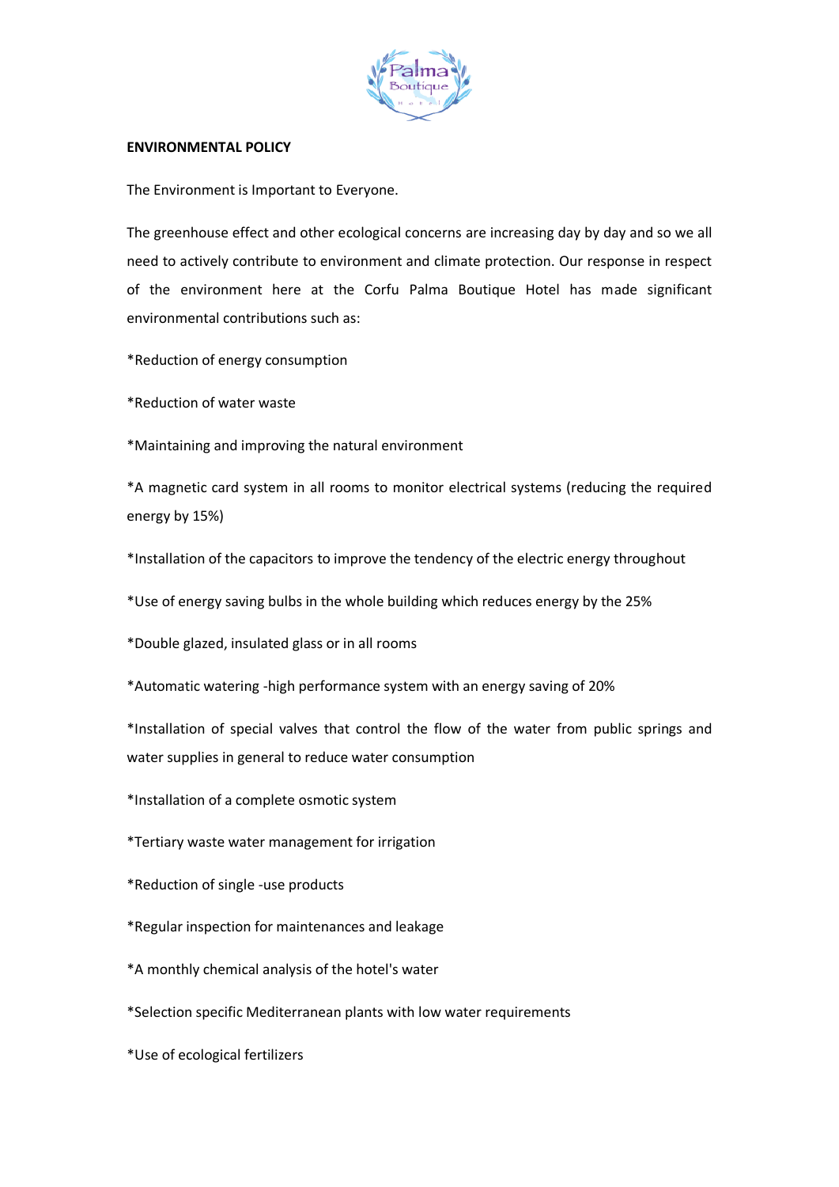**ENVIRONMENTAL POLICY**

The Environment is Important to Everyone.

The greenhouse effect and other ecological concerns are increasing day by day and so we all need to actively contribute to environment and climate protection. Our response in respect of the environment here at the Corfu Palma Boutique Hotel has made significant environmental contributions such as:

*Reduction of energy consumption

*Reduction of water waste

*Maintaining and improving the natural environment

*A magnetic card system in all rooms to monitor electrical systems (reducing the required energy by 15%)

*Installation of the capacitors to improve the tendency of the electric energy throughout

*Use of energy saving bulbs in the whole building which reduces energy by the 25%

*Double glazed, insulated glass or in all rooms

*Automatic watering -high performance system with an energy saving of 20%

*Installation of special valves that control the flow of the water from public springs and water supplies in general to reduce water consumption

*Installation of a complete osmotic system

*Tertiary waste water management for irrigation

*Reduction of single -use products

*Regular inspection for maintenances and leakage

*A monthly chemical analysis of the hotel's water

*Selection specific Mediterranean plants with low water requirements

*Use of ecological fertilizers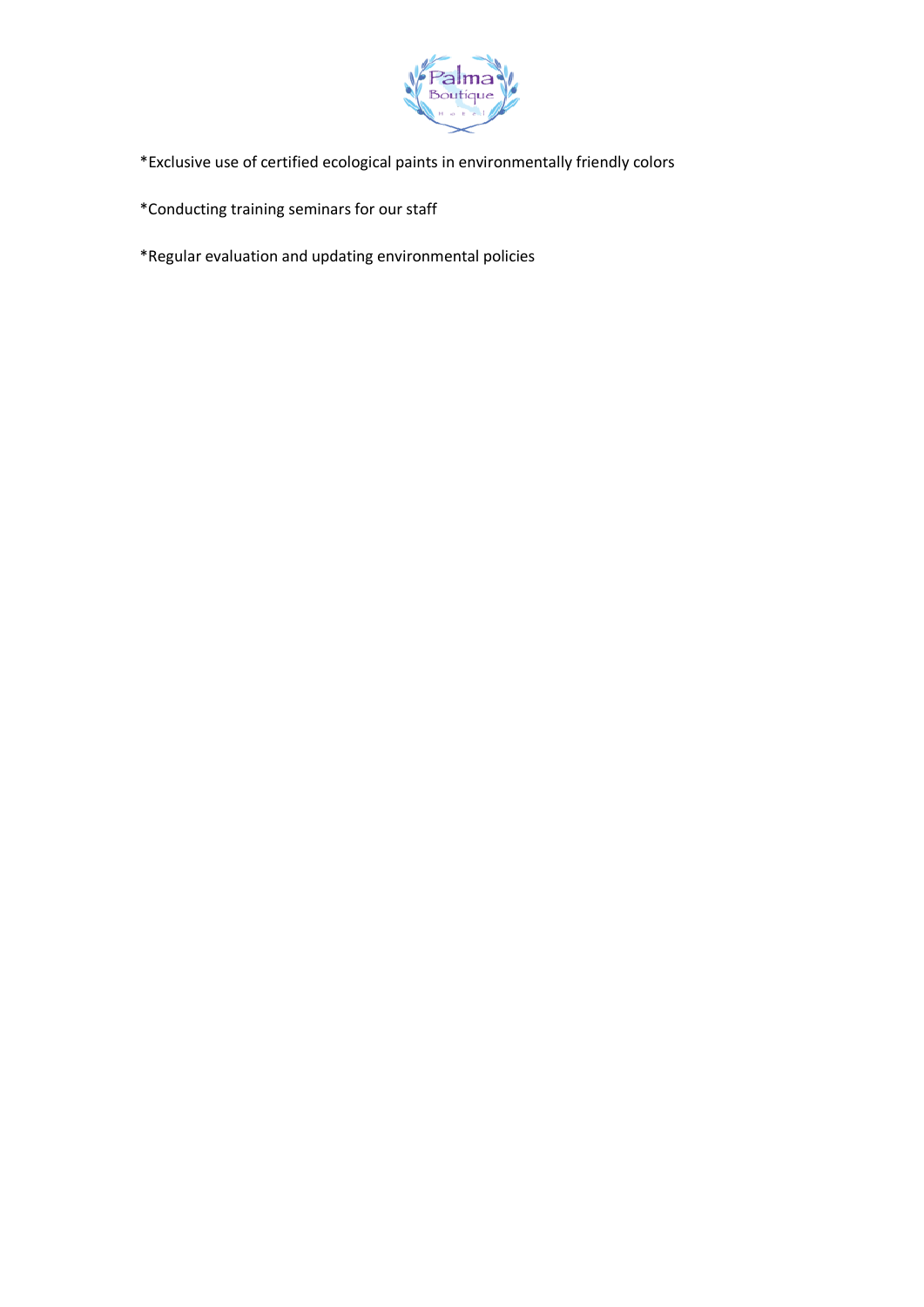*Exclusive use of certified ecological paints in environmentally friendly colors

*Conducting training seminars for our staff

*Regular evaluation and updating environmental policies